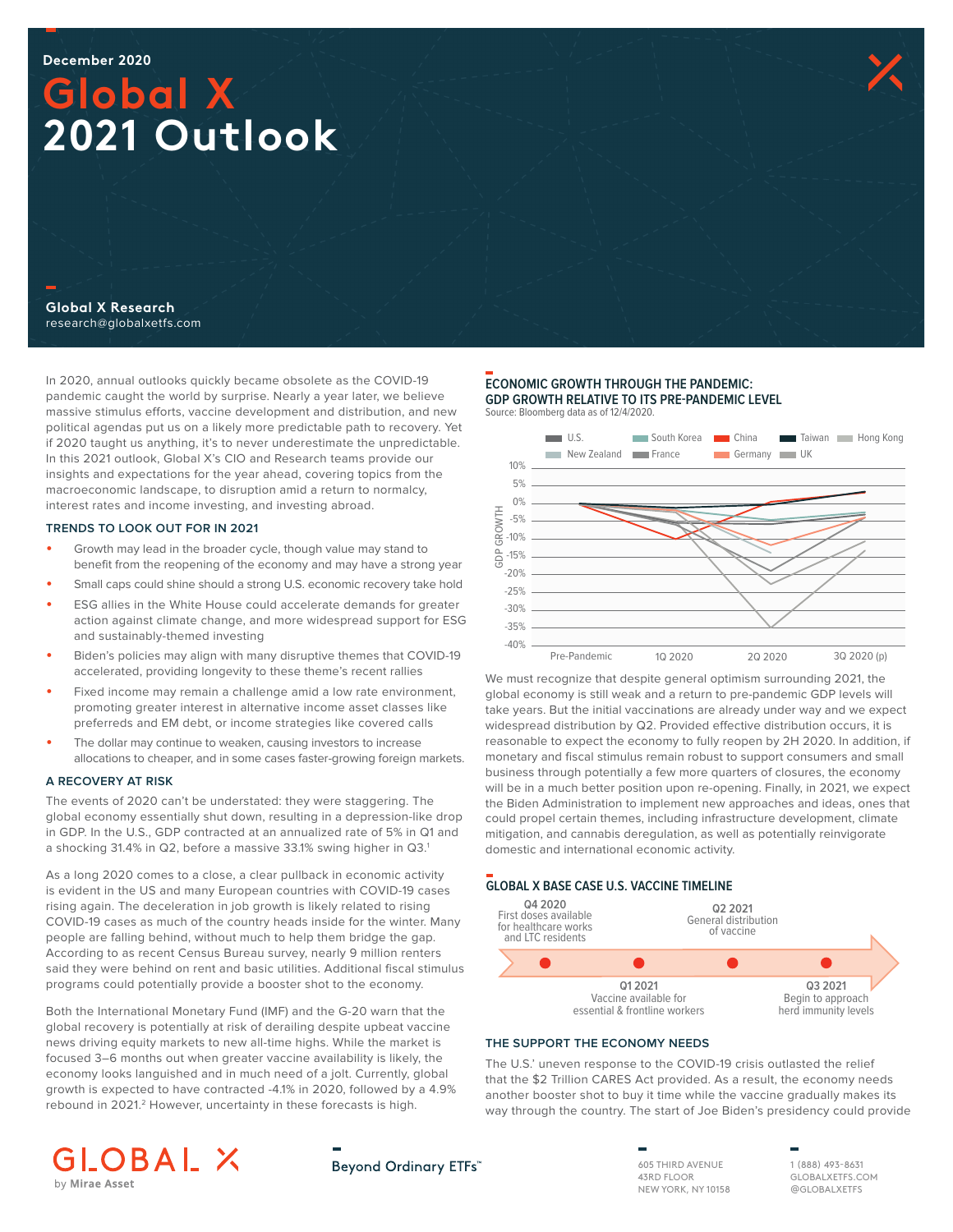December 2020

# Global X 2021 Outlook

**Global X Research**
research@globalxetfs.com

In 2020, annual outlooks quickly became obsolete as the COVID-19 pandemic caught the world by surprise. Nearly a year later, we believe massive stimulus efforts, vaccine development and distribution, and new political agendas put us on a likely more predictable path to recovery. Yet if 2020 taught us anything, it's to never underestimate the unpredictable. In this 2021 outlook, Global X's CIO and Research teams provide our insights and expectations for the year ahead, covering topics from the macroeconomic landscape, to disruption amid a return to normalcy, interest rates and income investing, and investing abroad.

### TRENDS TO LOOK OUT FOR IN 2021

- Growth may lead in the broader cycle, though value may stand to benefit from the reopening of the economy and may have a strong year
- Small caps could shine should a strong U.S. economic recovery take hold
- ESG allies in the White House could accelerate demands for greater action against climate change, and more widespread support for ESG and sustainably-themed investing
- Biden's policies may align with many disruptive themes that COVID-19 accelerated, providing longevity to these theme's recent rallies
- Fixed income may remain a challenge amid a low rate environment, promoting greater interest in alternative income asset classes like preferreds and EM debt, or income strategies like covered calls
- The dollar may continue to weaken, causing investors to increase allocations to cheaper, and in some cases faster-growing foreign markets.

### A RECOVERY AT RISK

The events of 2020 can't be understated: they were staggering. The global economy essentially shut down, resulting in a depression-like drop in GDP. In the U.S., GDP contracted at an annualized rate of 5% in Q1 and a shocking 31.4% in Q2, before a massive 33.1% swing higher in Q3.[1]

As a long 2020 comes to a close, a clear pullback in economic activity is evident in the US and many European countries with COVID-19 cases rising again. The deceleration in job growth is likely related to rising COVID-19 cases as much of the country heads inside for the winter. Many people are falling behind, without much to help them bridge the gap. According to as recent Census Bureau survey, nearly 9 million renters said they were behind on rent and basic utilities. Additional fiscal stimulus programs could potentially provide a booster shot to the economy.

Both the International Monetary Fund (IMF) and the G-20 warn that the global recovery is potentially at risk of derailing despite upbeat vaccine news driving equity markets to new all-time highs. While the market is focused 3–6 months out when greater vaccine availability is likely, the economy looks languished and in much need of a jolt. Currently, global growth is expected to have contracted -4.1% in 2020, followed by a 4.9% rebound in 2021.[2] However, uncertainty in these forecasts is high.

**ECONOMIC GROWTH THROUGH THE PANDEMIC: GDP GROWTH RELATIVE TO ITS PRE-PANDEMIC LEVEL**
Source: Bloomberg data as of 12/4/2020.

Legend: U.S., South Korea, China, Taiwan, Hong Kong, New Zealand, France, Germany, UK
Y-axis: GDP GROWTH (10% to -40%)
X-axis: Pre-Pandemic, 1Q 2020, 2Q 2020, 3Q 2020 (p)

We must recognize that despite general optimism surrounding 2021, the global economy is still weak and a return to pre-pandemic GDP levels will take years. But the initial vaccinations are already under way and we expect widespread distribution by Q2. Provided effective distribution occurs, it is reasonable to expect the economy to fully reopen by 2H 2020. In addition, if monetary and fiscal stimulus remain robust to support consumers and small business through potentially a few more quarters of closures, the economy will be in a much better position upon re-opening. Finally, in 2021, we expect the Biden Administration to implement new approaches and ideas, ones that could propel certain themes, including infrastructure development, climate mitigation, and cannabis deregulation, as well as potentially reinvigorate domestic and international economic activity.

**GLOBAL X BASE CASE U.S. VACCINE TIMELINE**

- **Q4 2020** — First doses available for healthcare works and LTC residents
- **Q1 2021** — Vaccine available for essential & frontline workers
- **Q2 2021** — General distribution of vaccine
- **Q3 2021** — Begin to approach herd immunity levels

### THE SUPPORT THE ECONOMY NEEDS

The U.S.' uneven response to the COVID-19 crisis outlasted the relief that the $2 Trillion CARES Act provided. As a result, the economy needs another booster shot to buy it time while the vaccine gradually makes its way through the country. The start of Joe Biden's presidency could provide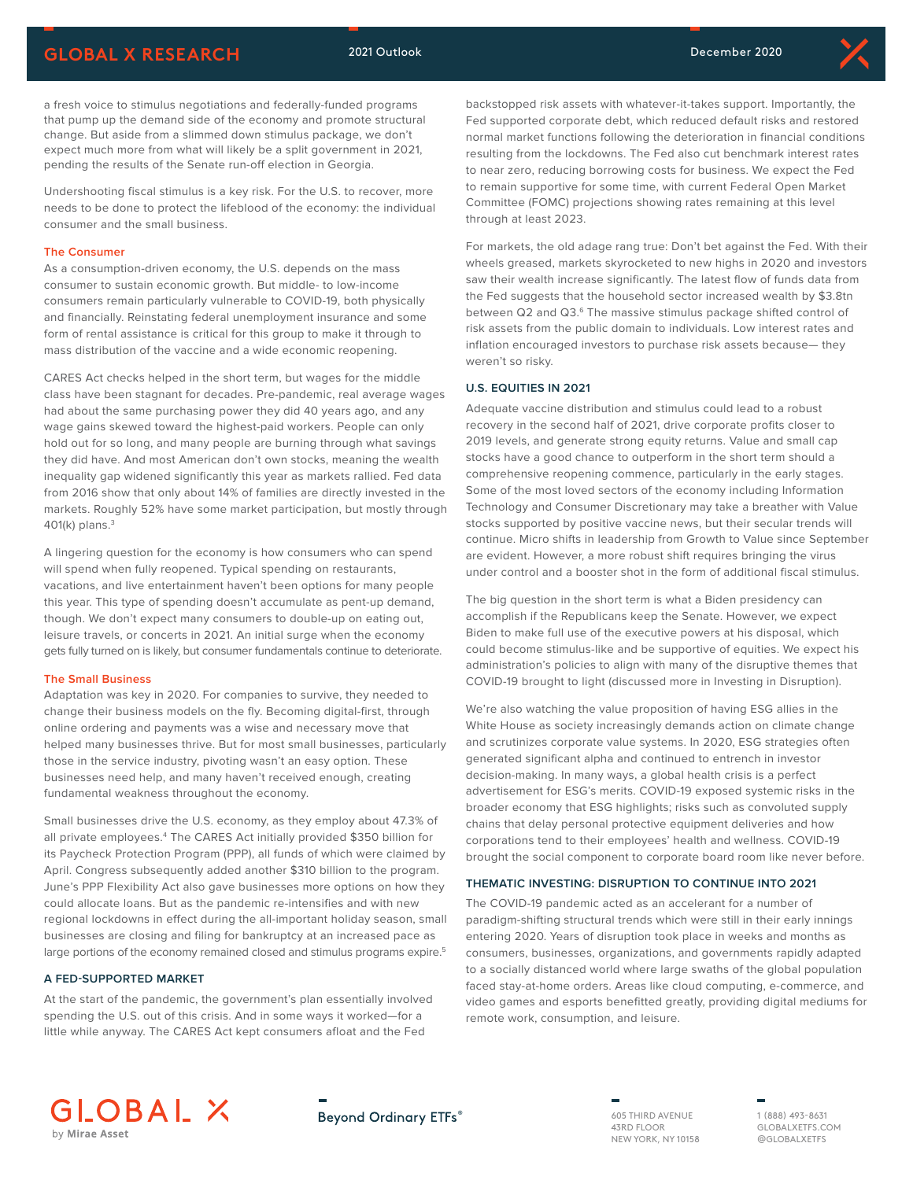a fresh voice to stimulus negotiations and federally-funded programs that pump up the demand side of the economy and promote structural change. But aside from a slimmed down stimulus package, we don't expect much more from what will likely be a split government in 2021, pending the results of the Senate run-off election in Georgia.

Undershooting fiscal stimulus is a key risk. For the U.S. to recover, more needs to be done to protect the lifeblood of the economy: the individual consumer and the small business.

### The Consumer

As a consumption-driven economy, the U.S. depends on the mass consumer to sustain economic growth. But middle- to low-income consumers remain particularly vulnerable to COVID-19, both physically and financially. Reinstating federal unemployment insurance and some form of rental assistance is critical for this group to make it through to mass distribution of the vaccine and a wide economic reopening.

CARES Act checks helped in the short term, but wages for the middle class have been stagnant for decades. Pre-pandemic, real average wages had about the same purchasing power they did 40 years ago, and any wage gains skewed toward the highest-paid workers. People can only hold out for so long, and many people are burning through what savings they did have. And most American don't own stocks, meaning the wealth inequality gap widened significantly this year as markets rallied. Fed data from 2016 show that only about 14% of families are directly invested in the markets. Roughly 52% have some market participation, but mostly through 401(k) plans.[3]

A lingering question for the economy is how consumers who can spend will spend when fully reopened. Typical spending on restaurants, vacations, and live entertainment haven't been options for many people this year. This type of spending doesn't accumulate as pent-up demand, though. We don't expect many consumers to double-up on eating out, leisure travels, or concerts in 2021. An initial surge when the economy gets fully turned on is likely, but consumer fundamentals continue to deteriorate.

### The Small Business

Adaptation was key in 2020. For companies to survive, they needed to change their business models on the fly. Becoming digital-first, through online ordering and payments was a wise and necessary move that helped many businesses thrive. But for most small businesses, particularly those in the service industry, pivoting wasn't an easy option. These businesses need help, and many haven't received enough, creating fundamental weakness throughout the economy.

Small businesses drive the U.S. economy, as they employ about 47.3% of all private employees.[4] The CARES Act initially provided $350 billion for its Paycheck Protection Program (PPP), all funds of which were claimed by April. Congress subsequently added another $310 billion to the program. June's PPP Flexibility Act also gave businesses more options on how they could allocate loans. But as the pandemic re-intensifies and with new regional lockdowns in effect during the all-important holiday season, small businesses are closing and filing for bankruptcy at an increased pace as large portions of the economy remained closed and stimulus programs expire.[5]

## A FED-SUPPORTED MARKET

At the start of the pandemic, the government's plan essentially involved spending the U.S. out of this crisis. And in some ways it worked—for a little while anyway. The CARES Act kept consumers afloat and the Fed backstopped risk assets with whatever-it-takes support. Importantly, the Fed supported corporate debt, which reduced default risks and restored normal market functions following the deterioration in financial conditions resulting from the lockdowns. The Fed also cut benchmark interest rates to near zero, reducing borrowing costs for business. We expect the Fed to remain supportive for some time, with current Federal Open Market Committee (FOMC) projections showing rates remaining at this level through at least 2023.

For markets, the old adage rang true: Don't bet against the Fed. With their wheels greased, markets skyrocketed to new highs in 2020 and investors saw their wealth increase significantly. The latest flow of funds data from the Fed suggests that the household sector increased wealth by $3.8tn between Q2 and Q3.[6] The massive stimulus package shifted control of risk assets from the public domain to individuals. Low interest rates and inflation encouraged investors to purchase risk assets because— they weren't so risky.

## U.S. EQUITIES IN 2021

Adequate vaccine distribution and stimulus could lead to a robust recovery in the second half of 2021, drive corporate profits closer to 2019 levels, and generate strong equity returns. Value and small cap stocks have a good chance to outperform in the short term should a comprehensive reopening commence, particularly in the early stages. Some of the most loved sectors of the economy including Information Technology and Consumer Discretionary may take a breather with Value stocks supported by positive vaccine news, but their secular trends will continue. Micro shifts in leadership from Growth to Value since September are evident. However, a more robust shift requires bringing the virus under control and a booster shot in the form of additional fiscal stimulus.

The big question in the short term is what a Biden presidency can accomplish if the Republicans keep the Senate. However, we expect Biden to make full use of the executive powers at his disposal, which could become stimulus-like and be supportive of equities. We expect his administration's policies to align with many of the disruptive themes that COVID-19 brought to light (discussed more in Investing in Disruption).

We're also watching the value proposition of having ESG allies in the White House as society increasingly demands action on climate change and scrutinizes corporate value systems. In 2020, ESG strategies often generated significant alpha and continued to entrench in investor decision-making. In many ways, a global health crisis is a perfect advertisement for ESG's merits. COVID-19 exposed systemic risks in the broader economy that ESG highlights; risks such as convoluted supply chains that delay personal protective equipment deliveries and how corporations tend to their employees' health and wellness. COVID-19 brought the social component to corporate board room like never before.

## THEMATIC INVESTING: DISRUPTION TO CONTINUE INTO 2021

The COVID-19 pandemic acted as an accelerant for a number of paradigm-shifting structural trends which were still in their early innings entering 2020. Years of disruption took place in weeks and months as consumers, businesses, organizations, and governments rapidly adapted to a socially distanced world where large swaths of the global population faced stay-at-home orders. Areas like cloud computing, e-commerce, and video games and esports benefitted greatly, providing digital mediums for remote work, consumption, and leisure.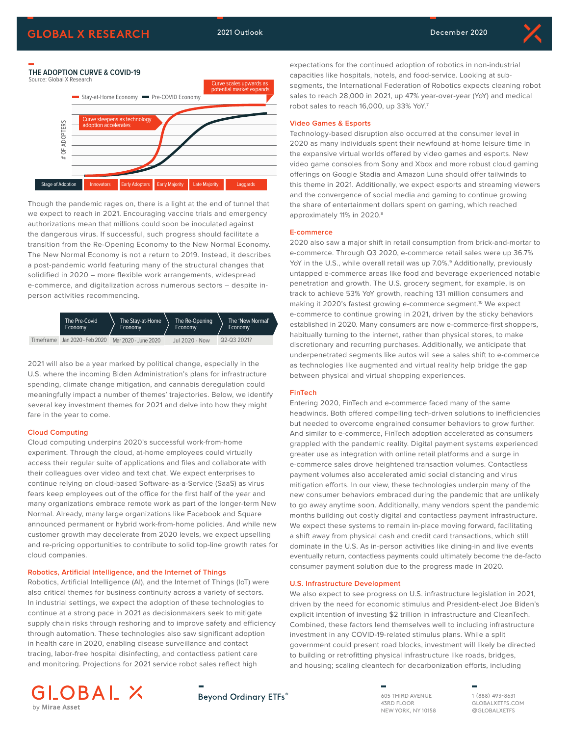**THE ADOPTION CURVE & COVID-19**

Source: Global X Research

Curve scales upwards as potential market expands

Stay-at-Home Economy | Pre-COVID Economy

Curve steepens as technology adoption accelerates

# OF ADOPTERS

| Stage of Adoption | Innovators | Early Adopters | Early Majority | Late Majority | Laggards |
|---|---|---|---|---|---|

Though the pandemic rages on, there is a light at the end of tunnel that we expect to reach in 2021. Encouraging vaccine trials and emergency authorizations mean that millions could soon be inoculated against the dangerous virus. If successful, such progress should facilitate a transition from the Re-Opening Economy to the New Normal Economy. The New Normal Economy is not a return to 2019. Instead, it describes a post-pandemic world featuring many of the structural changes that solidified in 2020 – more flexible work arrangements, widespread e-commerce, and digitalization across numerous sectors – despite in-person activities recommencing.

| | The Pre-Covid Economy | The Stay-at-Home Economy | The Re-Opening Economy | The 'New Normal' Economy |
|---|---|---|---|---|
| Timeframe | Jan 2020 - Feb 2020 | Mar 2020 - June 2020 | Jul 2020 - Now | Q2-Q3 2021? |

2021 will also be a year marked by political change, especially in the U.S. where the incoming Biden Administration's plans for infrastructure spending, climate change mitigation, and cannabis deregulation could meaningfully impact a number of themes' trajectories. Below, we identify several key investment themes for 2021 and delve into how they might fare in the year to come.

## Cloud Computing

Cloud computing underpins 2020's successful work-from-home experiment. Through the cloud, at-home employees could virtually access their regular suite of applications and files and collaborate with their colleagues over video and text chat. We expect enterprises to continue relying on cloud-based Software-as-a-Service (SaaS) as virus fears keep employees out of the office for the first half of the year and many organizations embrace remote work as part of the longer-term New Normal. Already, many large organizations like Facebook and Square announced permanent or hybrid work-from-home policies. And while new customer growth may decelerate from 2020 levels, we expect upselling and re-pricing opportunities to contribute to solid top-line growth rates for cloud companies.

## Robotics, Artificial Intelligence, and the Internet of Things

Robotics, Artificial Intelligence (AI), and the Internet of Things (IoT) were also critical themes for business continuity across a variety of sectors. In industrial settings, we expect the adoption of these technologies to continue at a strong pace in 2021 as decisionmakers seek to mitigate supply chain risks through reshoring and to improve safety and efficiency through automation. These technologies also saw significant adoption in health care in 2020, enabling disease surveillance and contact tracing, labor-free hospital disinfecting, and contactless patient care and monitoring. Projections for 2021 service robot sales reflect high expectations for the continued adoption of robotics in non-industrial capacities like hospitals, hotels, and food-service. Looking at sub-segments, the International Federation of Robotics expects cleaning robot sales to reach 28,000 in 2021, up 47% year-over-year (YoY) and medical robot sales to reach 16,000, up 33% YoY.[7]

## Video Games & Esports

Technology-based disruption also occurred at the consumer level in 2020 as many individuals spent their newfound at-home leisure time in the expansive virtual worlds offered by video games and esports. New video game consoles from Sony and Xbox and more robust cloud gaming offerings on Google Stadia and Amazon Luna should offer tailwinds to this theme in 2021. Additionally, we expect esports and streaming viewers and the convergence of social media and gaming to continue growing the share of entertainment dollars spent on gaming, which reached approximately 11% in 2020.[8]

## E-commerce

2020 also saw a major shift in retail consumption from brick-and-mortar to e-commerce. Through Q3 2020, e-commerce retail sales were up 36.7% YoY in the U.S., while overall retail was up 7.0%.[9] Additionally, previously untapped e-commerce areas like food and beverage experienced notable penetration and growth. The U.S. grocery segment, for example, is on track to achieve 53% YoY growth, reaching 131 million consumers and making it 2020's fastest growing e-commerce segment.[10] We expect e-commerce to continue growing in 2021, driven by the sticky behaviors established in 2020. Many consumers are now e-commerce-first shoppers, habitually turning to the internet, rather than physical stores, to make discretionary and recurring purchases. Additionally, we anticipate that underpenetrated segments like autos will see a sales shift to e-commerce as technologies like augmented and virtual reality help bridge the gap between physical and virtual shopping experiences.

## FinTech

Entering 2020, FinTech and e-commerce faced many of the same headwinds. Both offered compelling tech-driven solutions to inefficiencies but needed to overcome engrained consumer behaviors to grow further. And similar to e-commerce, FinTech adoption accelerated as consumers grappled with the pandemic reality. Digital payment systems experienced greater use as integration with online retail platforms and a surge in e-commerce sales drove heightened transaction volumes. Contactless payment volumes also accelerated amid social distancing and virus mitigation efforts. In our view, these technologies underpin many of the new consumer behaviors embraced during the pandemic that are unlikely to go away anytime soon. Additionally, many vendors spent the pandemic months building out costly digital and contactless payment infrastructure. We expect these systems to remain in-place moving forward, facilitating a shift away from physical cash and credit card transactions, which still dominate in the U.S. As in-person activities like dining-in and live events eventually return, contactless payments could ultimately become the de-facto consumer payment solution due to the progress made in 2020.

## U.S. Infrastructure Development

We also expect to see progress on U.S. infrastructure legislation in 2021, driven by the need for economic stimulus and President-elect Joe Biden's explicit intention of investing $2 trillion in infrastructure and CleanTech. Combined, these factors lend themselves well to including infrastructure investment in any COVID-19-related stimulus plans. While a split government could present road blocks, investment will likely be directed to building or retrofitting physical infrastructure like roads, bridges, and housing; scaling cleantech for decarbonization efforts, including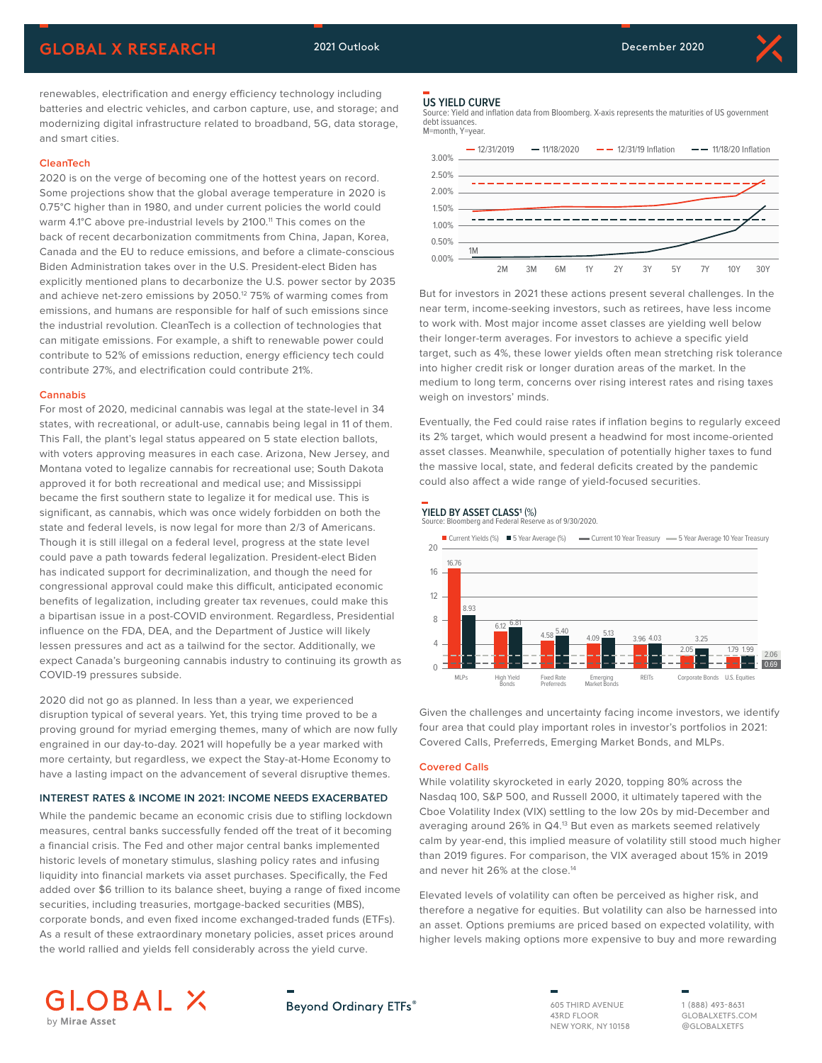renewables, electrification and energy efficiency technology including batteries and electric vehicles, and carbon capture, use, and storage; and modernizing digital infrastructure related to broadband, 5G, data storage, and smart cities.

### CleanTech

2020 is on the verge of becoming one of the hottest years on record. Some projections show that the global average temperature in 2020 is 0.75°C higher than in 1980, and under current policies the world could warm 4.1°C above pre-industrial levels by 2100.[11] This comes on the back of recent decarbonization commitments from China, Japan, Korea, Canada and the EU to reduce emissions, and before a climate-conscious Biden Administration takes over in the U.S. President-elect Biden has explicitly mentioned plans to decarbonize the U.S. power sector by 2035 and achieve net-zero emissions by 2050.[12] 75% of warming comes from emissions, and humans are responsible for half of such emissions since the industrial revolution. CleanTech is a collection of technologies that can mitigate emissions. For example, a shift to renewable power could contribute to 52% of emissions reduction, energy efficiency tech could contribute 27%, and electrification could contribute 21%.

### Cannabis

For most of 2020, medicinal cannabis was legal at the state-level in 34 states, with recreational, or adult-use, cannabis being legal in 11 of them. This Fall, the plant's legal status appeared on 5 state election ballots, with voters approving measures in each case. Arizona, New Jersey, and Montana voted to legalize cannabis for recreational use; South Dakota approved it for both recreational and medical use; and Mississippi became the first southern state to legalize it for medical use. This is significant, as cannabis, which was once widely forbidden on both the state and federal levels, is now legal for more than 2/3 of Americans. Though it is still illegal on a federal level, progress at the state level could pave a path towards federal legalization. President-elect Biden has indicated support for decriminalization, and though the need for congressional approval could make this difficult, anticipated economic benefits of legalization, including greater tax revenues, could make this a bipartisan issue in a post-COVID environment. Regardless, Presidential influence on the FDA, DEA, and the Department of Justice will likely lessen pressures and act as a tailwind for the sector. Additionally, we expect Canada's burgeoning cannabis industry to continuing its growth as COVID-19 pressures subside.

2020 did not go as planned. In less than a year, we experienced disruption typical of several years. Yet, this trying time proved to be a proving ground for myriad emerging themes, many of which are now fully engrained in our day-to-day. 2021 will hopefully be a year marked with more certainty, but regardless, we expect the Stay-at-Home Economy to have a lasting impact on the advancement of several disruptive themes.

## INTEREST RATES & INCOME IN 2021: INCOME NEEDS EXACERBATED

While the pandemic became an economic crisis due to stifling lockdown measures, central banks successfully fended off the treat of it becoming a financial crisis. The Fed and other major central banks implemented historic levels of monetary stimulus, slashing policy rates and infusing liquidity into financial markets via asset purchases. Specifically, the Fed added over $6 trillion to its balance sheet, buying a range of fixed income securities, including treasuries, mortgage-backed securities (MBS), corporate bonds, and even fixed income exchanged-traded funds (ETFs). As a result of these extraordinary monetary policies, asset prices around the world rallied and yields fell considerably across the yield curve.

**US YIELD CURVE**
Source: Yield and inflation data from Bloomberg. X-axis represents the maturities of US government debt issuances. M=month, Y=year.

But for investors in 2021 these actions present several challenges. In the near term, income-seeking investors, such as retirees, have less income to work with. Most major income asset classes are yielding well below their longer-term averages. For investors to achieve a specific yield target, such as 4%, these lower yields often mean stretching risk tolerance into higher credit risk or longer duration areas of the market. In the medium to long term, concerns over rising interest rates and rising taxes weigh on investors' minds.

Eventually, the Fed could raise rates if inflation begins to regularly exceed its 2% target, which would present a headwind for most income-oriented asset classes. Meanwhile, speculation of potentially higher taxes to fund the massive local, state, and federal deficits created by the pandemic could also affect a wide range of yield-focused securities.

**YIELD BY ASSET CLASS[1] (%)**
Source: Bloomberg and Federal Reserve as of 9/30/2020.

| Asset Class | Current Yields (%) | 5 Year Average (%) |
|---|---|---|
| MLPs | 16.76 | 8.93 |
| High Yield Bonds | 6.12 | 6.81 |
| Fixed Rate Preferreds | 4.58 | 5.40 |
| Emerging Market Bonds | 4.09 | 5.13 |
| REITs | 3.96 | 4.03 |
| Corporate Bonds | 2.05 | 3.25 |
| U.S. Equities | 1.79 | 1.99 |

Current 10 Year Treasury: 0.69; 5 Year Average 10 Year Treasury: 2.06

Given the challenges and uncertainty facing income investors, we identify four area that could play important roles in investor's portfolios in 2021: Covered Calls, Preferreds, Emerging Market Bonds, and MLPs.

### Covered Calls

While volatility skyrocketed in early 2020, topping 80% across the Nasdaq 100, S&P 500, and Russell 2000, it ultimately tapered with the Cboe Volatility Index (VIX) settling to the low 20s by mid-December and averaging around 26% in Q4.[13] But even as markets seemed relatively calm by year-end, this implied measure of volatility still stood much higher than 2019 figures. For comparison, the VIX averaged about 15% in 2019 and never hit 26% at the close.[14]

Elevated levels of volatility can often be perceived as higher risk, and therefore a negative for equities. But volatility can also be harnessed into an asset. Options premiums are priced based on expected volatility, with higher levels making options more expensive to buy and more rewarding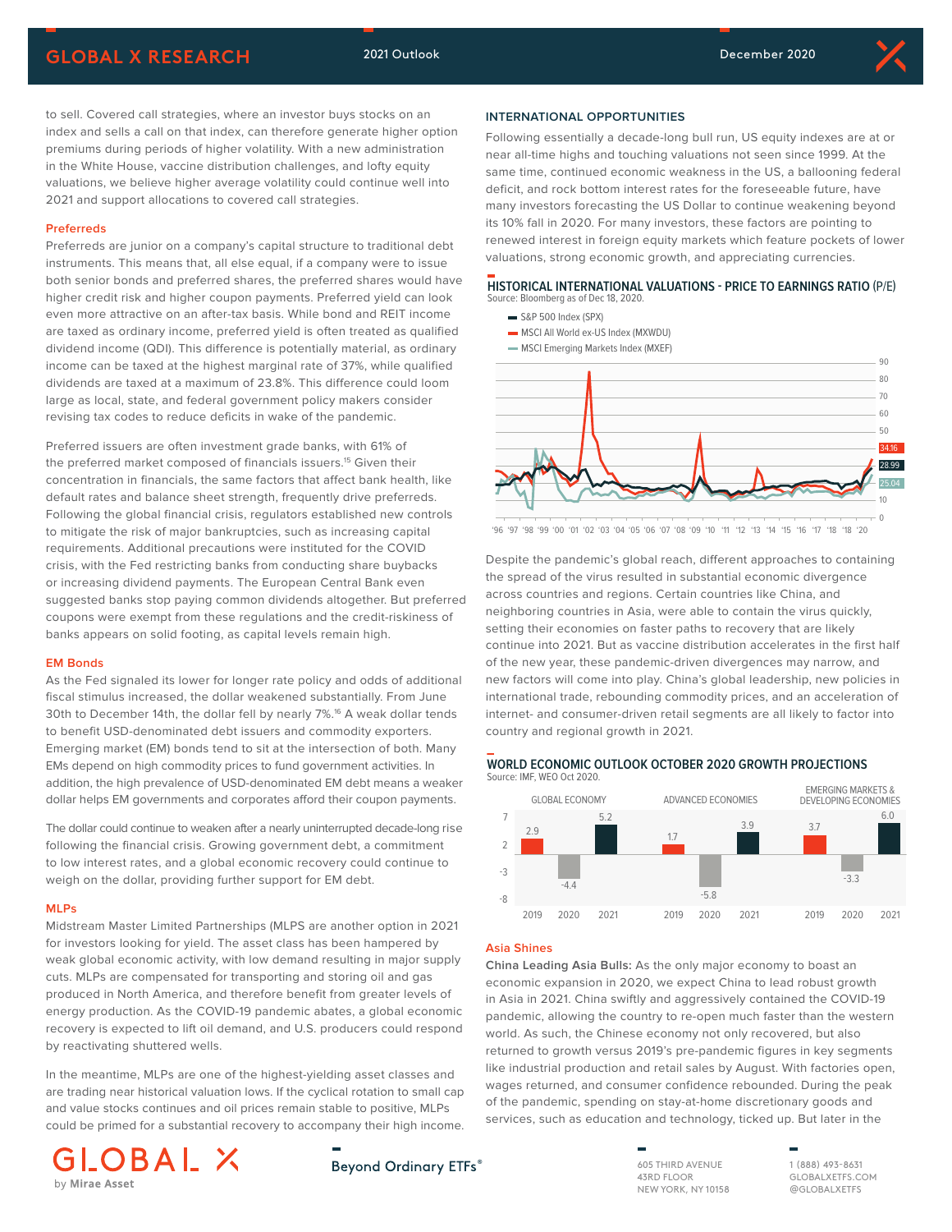to sell. Covered call strategies, where an investor buys stocks on an index and sells a call on that index, can therefore generate higher option premiums during periods of higher volatility. With a new administration in the White House, vaccine distribution challenges, and lofty equity valuations, we believe higher average volatility could continue well into 2021 and support allocations to covered call strategies.

### Preferreds

Preferreds are junior on a company's capital structure to traditional debt instruments. This means that, all else equal, if a company were to issue both senior bonds and preferred shares, the preferred shares would have higher credit risk and higher coupon payments. Preferred yield can look even more attractive on an after-tax basis. While bond and REIT income are taxed as ordinary income, preferred yield is often treated as qualified dividend income (QDI). This difference is potentially material, as ordinary income can be taxed at the highest marginal rate of 37%, while qualified dividends are taxed at a maximum of 23.8%. This difference could loom large as local, state, and federal government policy makers consider revising tax codes to reduce deficits in wake of the pandemic.

Preferred issuers are often investment grade banks, with 61% of the preferred market composed of financials issuers.[15] Given their concentration in financials, the same factors that affect bank health, like default rates and balance sheet strength, frequently drive preferreds. Following the global financial crisis, regulators established new controls to mitigate the risk of major bankruptcies, such as increasing capital requirements. Additional precautions were instituted for the COVID crisis, with the Fed restricting banks from conducting share buybacks or increasing dividend payments. The European Central Bank even suggested banks stop paying common dividends altogether. But preferred coupons were exempt from these regulations and the credit-riskiness of banks appears on solid footing, as capital levels remain high.

### EM Bonds

As the Fed signaled its lower for longer rate policy and odds of additional fiscal stimulus increased, the dollar weakened substantially. From June 30th to December 14th, the dollar fell by nearly 7%.[16] A weak dollar tends to benefit USD-denominated debt issuers and commodity exporters. Emerging market (EM) bonds tend to sit at the intersection of both. Many EMs depend on high commodity prices to fund government activities. In addition, the high prevalence of USD-denominated EM debt means a weaker dollar helps EM governments and corporates afford their coupon payments.

The dollar could continue to weaken after a nearly uninterrupted decade-long rise following the financial crisis. Growing government debt, a commitment to low interest rates, and a global economic recovery could continue to weigh on the dollar, providing further support for EM debt.

### MLPs

Midstream Master Limited Partnerships (MLPS are another option in 2021 for investors looking for yield. The asset class has been hampered by weak global economic activity, with low demand resulting in major supply cuts. MLPs are compensated for transporting and storing oil and gas produced in North America, and therefore benefit from greater levels of energy production. As the COVID-19 pandemic abates, a global economic recovery is expected to lift oil demand, and U.S. producers could respond by reactivating shuttered wells.

In the meantime, MLPs are one of the highest-yielding asset classes and are trading near historical valuation lows. If the cyclical rotation to small cap and value stocks continues and oil prices remain stable to positive, MLPs could be primed for a substantial recovery to accompany their high income.

## INTERNATIONAL OPPORTUNITIES

Following essentially a decade-long bull run, US equity indexes are at or near all-time highs and touching valuations not seen since 1999. At the same time, continued economic weakness in the US, a ballooning federal deficit, and rock bottom interest rates for the foreseeable future, have many investors forecasting the US Dollar to continue weakening beyond its 10% fall in 2020. For many investors, these factors are pointing to renewed interest in foreign equity markets which feature pockets of lower valuations, strong economic growth, and appreciating currencies.

**HISTORICAL INTERNATIONAL VALUATIONS - PRICE TO EARNINGS RATIO (P/E)**
Source: Bloomberg as of Dec 18, 2020.

- S&P 500 Index (SPX)
- MSCI All World ex-US Index (MXWDU)
- MSCI Emerging Markets Index (MXEF)

Latest values: 34.16, 28.99, 25.04

Despite the pandemic's global reach, different approaches to containing the spread of the virus resulted in substantial economic divergence across countries and regions. Certain countries like China, and neighboring countries in Asia, were able to contain the virus quickly, setting their economies on faster paths to recovery that are likely continue into 2021. But as vaccine distribution accelerates in the first half of the new year, these pandemic-driven divergences may narrow, and new factors will come into play. China's global leadership, new policies in international trade, rebounding commodity prices, and an acceleration of internet- and consumer-driven retail segments are all likely to factor into country and regional growth in 2021.

**WORLD ECONOMIC OUTLOOK OCTOBER 2020 GROWTH PROJECTIONS**
Source: IMF, WEO Oct 2020.

| | 2019 | 2020 | 2021 |
|---|---|---|---|
| Global Economy | 2.9 | -4.4 | 5.2 |
| Advanced Economies | 1.7 | -5.8 | 3.9 |
| Emerging Markets & Developing Economies | 3.7 | -3.3 | 6.0 |

### Asia Shines

**China Leading Asia Bulls:** As the only major economy to boast an economic expansion in 2020, we expect China to lead robust growth in Asia in 2021. China swiftly and aggressively contained the COVID-19 pandemic, allowing the country to re-open much faster than the western world. As such, the Chinese economy not only recovered, but also returned to growth versus 2019's pre-pandemic figures in key segments like industrial production and retail sales by August. With factories open, wages returned, and consumer confidence rebounded. During the peak of the pandemic, spending on stay-at-home discretionary goods and services, such as education and technology, ticked up. But later in the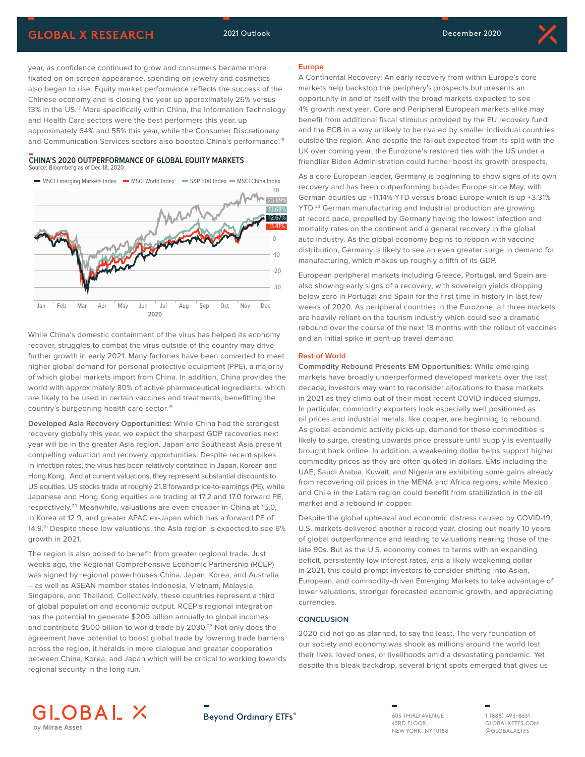year, as confidence continued to grow and consumers became more fixated on on-screen appearance, spending on jewelry and cosmetics also began to rise. Equity market performance reflects the success of the Chinese economy and is closing the year up approximately 26% versus 13% in the US.[17] More specifically within China, the Information Technology and Health Care sectors were the best performers this year, up approximately 64% and 55% this year, while the Consumer Discretionary and Communication Services sectors also boosted China's performance.[18]

**CHINA'S 2020 OUTPERFORMANCE OF GLOBAL EQUITY MARKETS**
Source: Bloomberg as of Dec 18, 2020.

MSCI Emerging Markets Index, MSCI World Index, S&P 500 Index, MSCI China Index

23.89%, 13.68%, 12.67%, 11.41%

While China's domestic containment of the virus has helped its economy recover, struggles to combat the virus outside of the country may drive further growth in early 2021. Many factories have been converted to meet higher global demand for personal protective equipment (PPE), a majority of which global markets import from China. In addition, China provides the world with approximately 80% of active pharmaceutical ingredients, which are likely to be used in certain vaccines and treatments, benefitting the country's burgeoning health care sector.[19]

**Developed Asia Recovery Opportunities:** While China had the strongest recovery globally this year, we expect the sharpest GDP recoveries next year will be in the greater Asia region. Japan and Southeast Asia present compelling valuation and recovery opportunities. Despite recent spikes in infection rates, the virus has been relatively contained in Japan, Korean and Hong Kong. And at current valuations, they represent substantial discounts to US equities. US stocks trade at roughly 21.8 forward price-to-earnings (PE), while Japanese and Hong Kong equities are trading at 17.2 and 17.0 forward PE, respectively.[20] Meanwhile, valuations are even cheaper in China at 15.0, in Korea at 12.9, and greater APAC ex-Japan which has a forward PE of 14.9.[21] Despite these low valuations, the Asia region is expected to see 6% growth in 2021.

The region is also poised to benefit from greater regional trade. Just weeks ago, the Regional Comprehensive Economic Partnership (RCEP) was signed by regional powerhouses China, Japan, Korea, and Australia – as well as ASEAN member states Indonesia, Vietnam, Malaysia, Singapore, and Thailand. Collectively, these countries represent a third of global population and economic output. RCEP's regional integration has the potential to generate $209 billion annually to global incomes and contribute $500 billion to world trade by 2030.[22] Not only does the agreement have potential to boost global trade by lowering trade barriers across the region, it heralds in more dialogue and greater cooperation between China, Korea, and Japan which will be critical to working towards regional security in the long run.

### Europe

A Continental Recovery: An early recovery from within Europe's core markets help backstop the periphery's prospects but presents an opportunity in and of itself with the broad markets expected to see 4% growth next year. Core and Peripheral European markets alike may benefit from additional fiscal stimulus provided by the EU recovery fund and the ECB in a way unlikely to be rivaled by smaller individual countries outside the region. And despite the fallout expected from its split with the UK over coming year, the Eurozone's restored ties with the US under a friendlier Biden Administration could further boost its growth prospects.

As a core European leader, Germany is beginning to show signs of its own recovery and has been outperforming broader Europe since May, with German equities up +11.14% YTD versus broad Europe which is up +3.31% YTD.[23] German manufacturing and industrial production are growing at record pace, propelled by Germany having the lowest infection and mortality rates on the continent and a general recovery in the global auto industry. As the global economy begins to reopen with vaccine distribution, Germany is likely to see an even greater surge in demand for manufacturing, which makes up roughly a fifth of its GDP.

European peripheral markets including Greece, Portugal, and Spain are also showing early signs of a recovery, with sovereign yields dropping below zero in Portugal and Spain for the first time in history in last few weeks of 2020. As peripheral countries in the Eurozone, all three markets are heavily reliant on the tourism industry which could see a dramatic rebound over the course of the next 18 months with the rollout of vaccines and an initial spike in pent-up travel demand.

### Rest of World

**Commodity Rebound Presents EM Opportunities:** While emerging markets have broadly underperformed developed markets over the last decade, investors may want to reconsider allocations to these markets in 2021 as they climb out of their most recent COVID-induced slumps. In particular, commodity exporters look especially well positioned as oil prices and industrial metals, like copper, are beginning to rebound. As global economic activity picks up, demand for these commodities is likely to surge, creating upwards price pressure until supply is eventually brought back online. In addition, a weakening dollar helps support higher commodity prices as they are often quoted in dollars. EMs including the UAE, Saudi Arabia, Kuwait, and Nigeria are exhibiting some gains already from recovering oil prices in the MENA and Africa regions, while Mexico and Chile in the Latam region could benefit from stabilization in the oil market and a rebound in copper.

Despite the global upheaval and economic distress caused by COVID-19, U.S. markets delivered another a record year, closing out nearly 10 years of global outperformance and leading to valuations nearing those of the late 90s. But as the U.S. economy comes to terms with an expanding deficit, persistently-low interest rates, and a likely weakening dollar in 2021, this could prompt investors to consider shifting into Asian, European, and commodity-driven Emerging Markets to take advantage of lower valuations, stronger forecasted economic growth, and appreciating currencies.

## CONCLUSION

2020 did not go as planned, to say the least. The very foundation of our society and economy was shook as millions around the world lost their lives, loved ones, or livelihoods amid a devastating pandemic. Yet despite this bleak backdrop, several bright spots emerged that gives us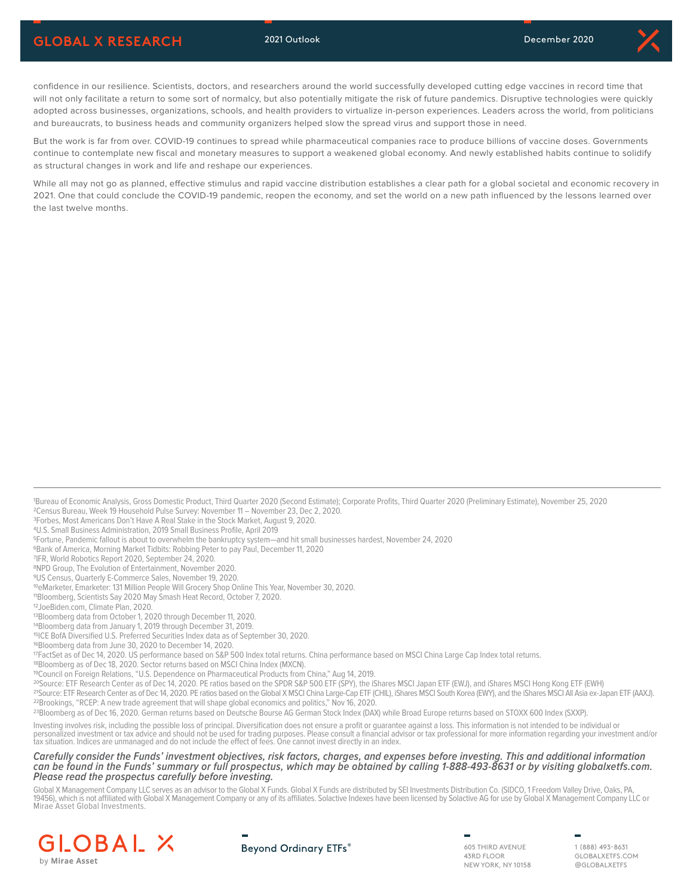confidence in our resilience. Scientists, doctors, and researchers around the world successfully developed cutting edge vaccines in record time that will not only facilitate a return to some sort of normalcy, but also potentially mitigate the risk of future pandemics. Disruptive technologies were quickly adopted across businesses, organizations, schools, and health providers to virtualize in-person experiences. Leaders across the world, from politicians and bureaucrats, to business heads and community organizers helped slow the spread virus and support those in need.

But the work is far from over. COVID-19 continues to spread while pharmaceutical companies race to produce billions of vaccine doses. Governments continue to contemplate new fiscal and monetary measures to support a weakened global economy. And newly established habits continue to solidify as structural changes in work and life and reshape our experiences.

While all may not go as planned, effective stimulus and rapid vaccine distribution establishes a clear path for a global societal and economic recovery in 2021. One that could conclude the COVID-19 pandemic, reopen the economy, and set the world on a new path influenced by the lessons learned over the last twelve months.

---

[1]Bureau of Economic Analysis, Gross Domestic Product, Third Quarter 2020 (Second Estimate); Corporate Profits, Third Quarter 2020 (Preliminary Estimate), November 25, 2020
[2]Census Bureau, Week 19 Household Pulse Survey: November 11 – November 23, Dec 2, 2020.
[3]Forbes, Most Americans Don't Have A Real Stake in the Stock Market, August 9, 2020.
[4]U.S. Small Business Administration, 2019 Small Business Profile, April 2019
[5]Fortune, Pandemic fallout is about to overwhelm the bankruptcy system—and hit small businesses hardest, November 24, 2020
[6]Bank of America, Morning Market Tidbits: Robbing Peter to pay Paul, December 11, 2020
[7]IFR, World Robotics Report 2020, September 24, 2020.
[8]NPD Group, The Evolution of Entertainment, November 2020.
[9]US Census, Quarterly E-Commerce Sales, November 19, 2020.
[10]eMarketer, Emarketer: 131 Million People Will Grocery Shop Online This Year, November 30, 2020.
[11]Bloomberg, Scientists Say 2020 May Smash Heat Record, October 7, 2020.
[12]JoeBiden.com, Climate Plan, 2020.
[13]Bloomberg data from October 1, 2020 through December 11, 2020.
[14]Bloomberg data from January 1, 2019 through December 31, 2019.
[15]ICE BofA Diversified U.S. Preferred Securities Index data as of September 30, 2020.
[16]Bloomberg data from June 30, 2020 to December 14, 2020.
[17]FactSet as of Dec 14, 2020. US performance based on S&P 500 Index total returns. China performance based on MSCI China Large Cap Index total returns.
[18]Bloomberg as of Dec 18, 2020. Sector returns based on MSCI China Index (MXCN).
[19]Council on Foreign Relations, "U.S. Dependence on Pharmaceutical Products from China," Aug 14, 2019.
[20]Source: ETF Research Center as of Dec 14, 2020. PE ratios based on the SPDR S&P 500 ETF (SPY), the iShares MSCI Japan ETF (EWJ), and iShares MSCI Hong Kong ETF (EWH)
[21]Source: ETF Research Center as of Dec 14, 2020. PE ratios based on the Global X MSCI China Large-Cap ETF (CHIL), iShares MSCI South Korea (EWY), and the iShares MSCI All Asia ex-Japan ETF (AAXJ).
[22]Brookings, "RCEP: A new trade agreement that will shape global economics and politics," Nov 16, 2020.
[23]Bloomberg as of Dec 16, 2020. German returns based on Deutsche Bourse AG German Stock Index (DAX) while Broad Europe returns based on STOXX 600 Index (SXXP).

Investing involves risk, including the possible loss of principal. Diversification does not ensure a profit or guarantee against a loss. This information is not intended to be individual or personalized investment or tax advice and should not be used for trading purposes. Please consult a financial advisor or tax professional for more information regarding your investment and/or tax situation. Indices are unmanaged and do not include the effect of fees. One cannot invest directly in an index.

***Carefully consider the Funds' investment objectives, risk factors, charges, and expenses before investing. This and additional information can be found in the Funds' summary or full prospectus, which may be obtained by calling 1-888-493-8631 or by visiting globalxetfs.com. Please read the prospectus carefully before investing.***

Global X Management Company LLC serves as an advisor to the Global X Funds. Global X Funds are distributed by SEI Investments Distribution Co. (SIDCO, 1 Freedom Valley Drive, Oaks, PA, 19456), which is not affiliated with Global X Management Company or any of its affiliates. Solactive Indexes have been licensed by Solactive AG for use by Global X Management Company LLC or Mirae Asset Global Investments.

GLOBAL X by Mirae Asset

Beyond Ordinary ETFs®

605 THIRD AVENUE
43RD FLOOR
NEW YORK, NY 10158

1 (888) 493-8631
GLOBALXETFS.COM
@GLOBALXETFS